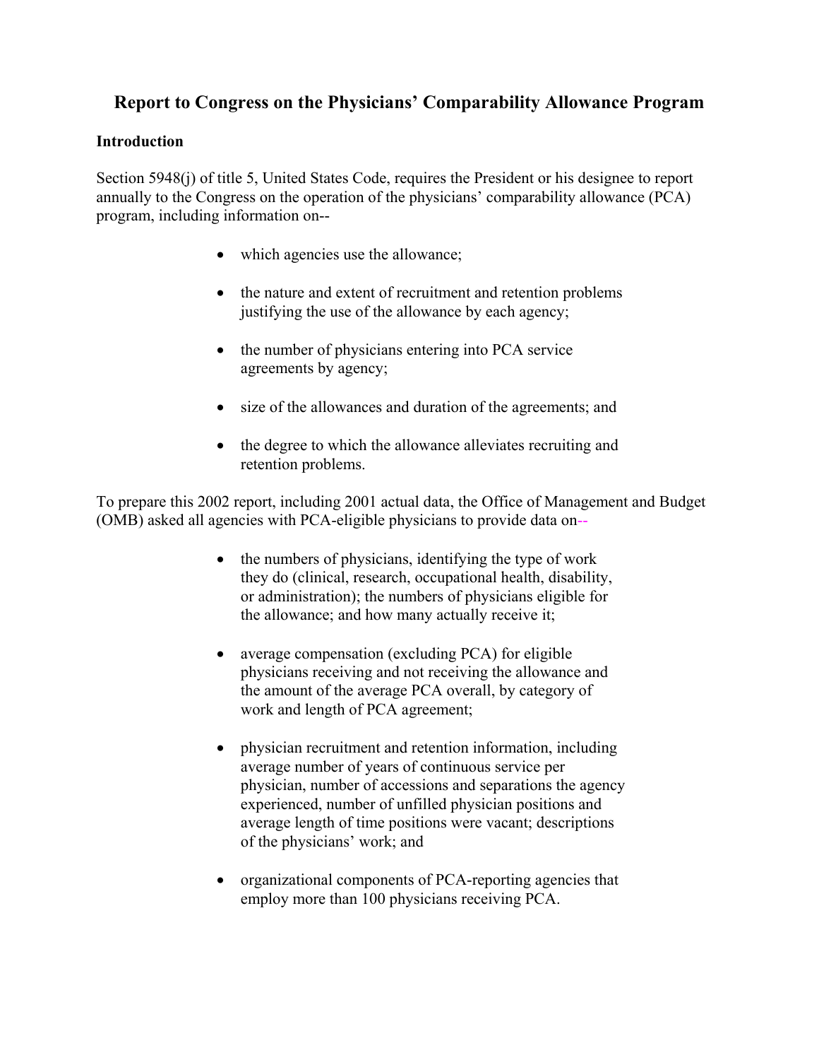# Report to Congress on the Physicians' Comparability Allowance Program

## Introduction

Section 5948(j) of title 5, United States Code, requires the President or his designee to report annually to the Congress on the operation of the physicians' comparability allowance (PCA) program, including information on--

- which agencies use the allowance;
- the nature and extent of recruitment and retention problems justifying the use of the allowance by each agency;
- the number of physicians entering into PCA service agreements by agency;
- size of the allowances and duration of the agreements; and
- the degree to which the allowance alleviates recruiting and retention problems.

To prepare this 2002 report, including 2001 actual data, the Office of Management and Budget (OMB) asked all agencies with PCA-eligible physicians to provide data on--

- the numbers of physicians, identifying the type of work they do (clinical, research, occupational health, disability, or administration); the numbers of physicians eligible for the allowance; and how many actually receive it;
- average compensation (excluding PCA) for eligible physicians receiving and not receiving the allowance and the amount of the average PCA overall, by category of work and length of PCA agreement;
- physician recruitment and retention information, including average number of years of continuous service per physician, number of accessions and separations the agency experienced, number of unfilled physician positions and average length of time positions were vacant; descriptions of the physicians' work; and
- organizational components of PCA-reporting agencies that employ more than 100 physicians receiving PCA.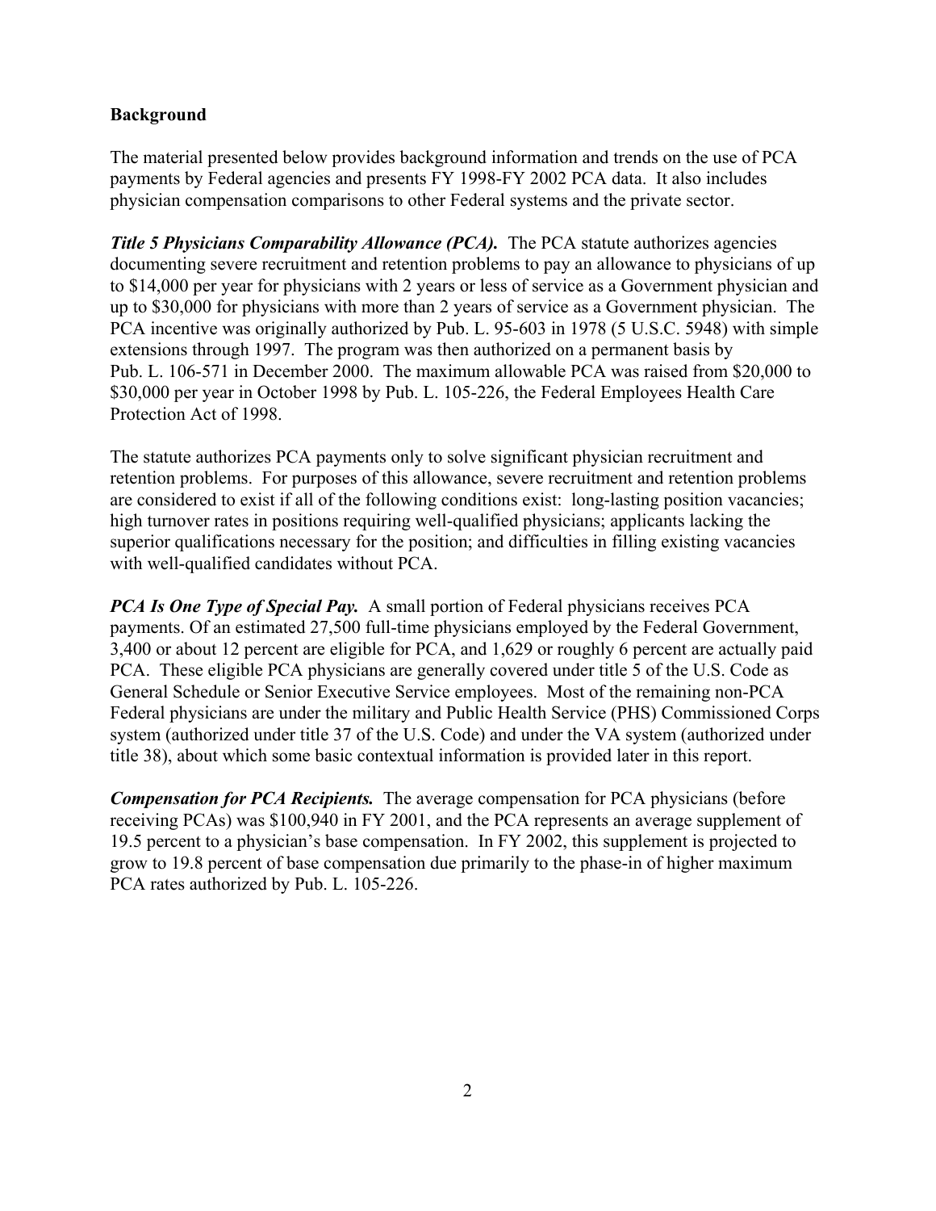## Background

The material presented below provides background information and trends on the use of PCA payments by Federal agencies and presents FY 1998-FY 2002 PCA data. It also includes physician compensation comparisons to other Federal systems and the private sector.

***Title 5 Physicians Comparability Allowance (PCA).*** The PCA statute authorizes agencies documenting severe recruitment and retention problems to pay an allowance to physicians of up to $14,000 per year for physicians with 2 years or less of service as a Government physician and up to $30,000 for physicians with more than 2 years of service as a Government physician. The PCA incentive was originally authorized by Pub. L. 95-603 in 1978 (5 U.S.C. 5948) with simple extensions through 1997. The program was then authorized on a permanent basis by Pub. L. 106-571 in December 2000. The maximum allowable PCA was raised from $20,000 to $30,000 per year in October 1998 by Pub. L. 105-226, the Federal Employees Health Care Protection Act of 1998.

The statute authorizes PCA payments only to solve significant physician recruitment and retention problems. For purposes of this allowance, severe recruitment and retention problems are considered to exist if all of the following conditions exist: long-lasting position vacancies; high turnover rates in positions requiring well-qualified physicians; applicants lacking the superior qualifications necessary for the position; and difficulties in filling existing vacancies with well-qualified candidates without PCA.

***PCA Is One Type of Special Pay.*** A small portion of Federal physicians receives PCA payments. Of an estimated 27,500 full-time physicians employed by the Federal Government, 3,400 or about 12 percent are eligible for PCA, and 1,629 or roughly 6 percent are actually paid PCA. These eligible PCA physicians are generally covered under title 5 of the U.S. Code as General Schedule or Senior Executive Service employees. Most of the remaining non-PCA Federal physicians are under the military and Public Health Service (PHS) Commissioned Corps system (authorized under title 37 of the U.S. Code) and under the VA system (authorized under title 38), about which some basic contextual information is provided later in this report.

***Compensation for PCA Recipients.*** The average compensation for PCA physicians (before receiving PCAs) was $100,940 in FY 2001, and the PCA represents an average supplement of 19.5 percent to a physician's base compensation. In FY 2002, this supplement is projected to grow to 19.8 percent of base compensation due primarily to the phase-in of higher maximum PCA rates authorized by Pub. L. 105-226.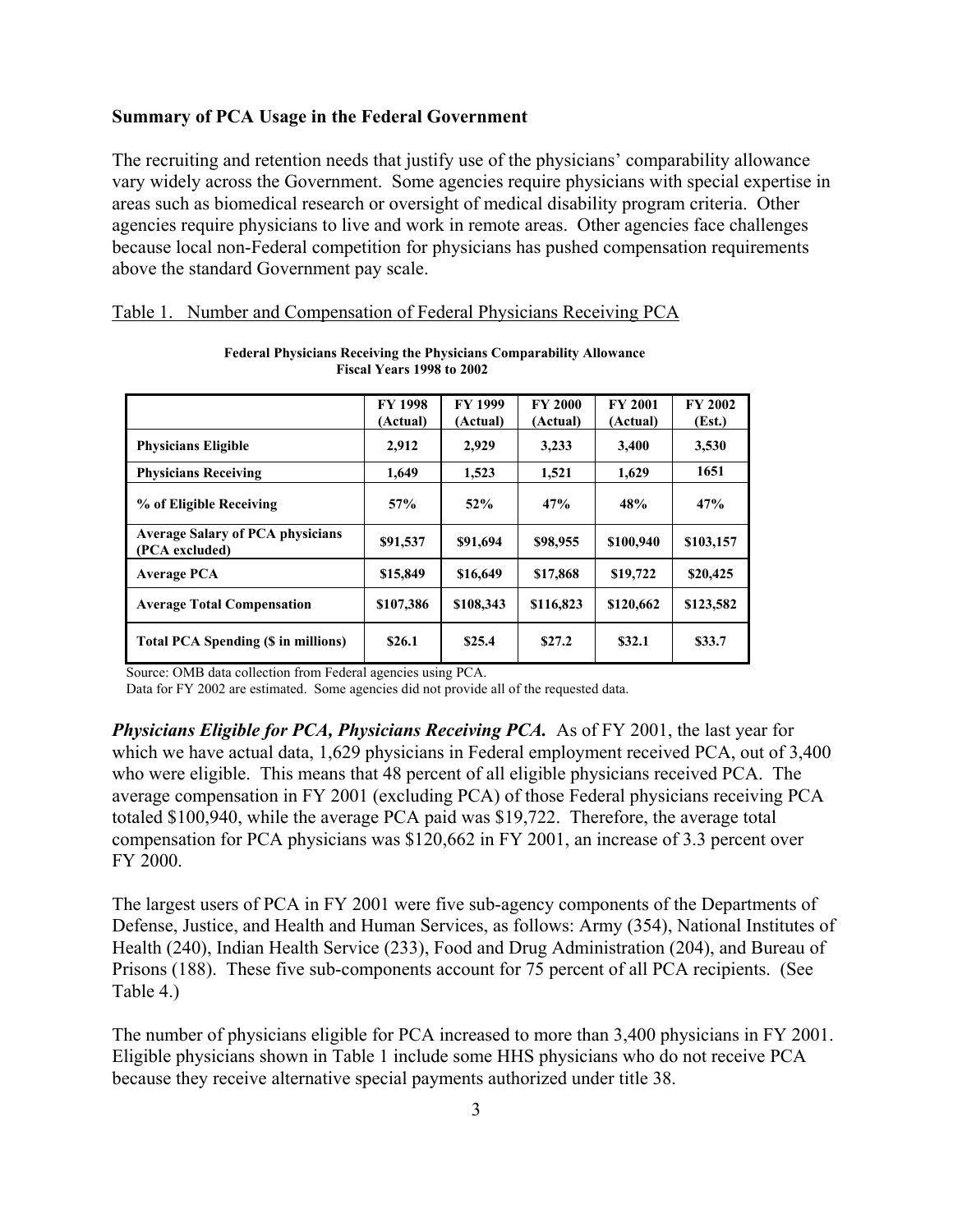**Summary of PCA Usage in the Federal Government**

The recruiting and retention needs that justify use of the physicians' comparability allowance vary widely across the Government. Some agencies require physicians with special expertise in areas such as biomedical research or oversight of medical disability program criteria. Other agencies require physicians to live and work in remote areas. Other agencies face challenges because local non-Federal competition for physicians has pushed compensation requirements above the standard Government pay scale.

Table 1. Number and Compensation of Federal Physicians Receiving PCA

**Federal Physicians Receiving the Physicians Comparability Allowance**
**Fiscal Years 1998 to 2002**

| | FY 1998 (Actual) | FY 1999 (Actual) | FY 2000 (Actual) | FY 2001 (Actual) | FY 2002 (Est.) |
|---|---|---|---|---|---|
| **Physicians Eligible** | 2,912 | 2,929 | 3,233 | 3,400 | 3,530 |
| **Physicians Receiving** | 1,649 | 1,523 | 1,521 | 1,629 | 1651 |
| **% of Eligible Receiving** | 57% | 52% | 47% | 48% | 47% |
| **Average Salary of PCA physicians (PCA excluded)** | $91,537 | $91,694 | $98,955 | $100,940 | $103,157 |
| **Average PCA** | $15,849 | $16,649 | $17,868 | $19,722 | $20,425 |
| **Average Total Compensation** | $107,386 | $108,343 | $116,823 | $120,662 | $123,582 |
| **Total PCA Spending ($ in millions)** | $26.1 | $25.4 | $27.2 | $32.1 | $33.7 |

Source: OMB data collection from Federal agencies using PCA.
Data for FY 2002 are estimated. Some agencies did not provide all of the requested data.

***Physicians Eligible for PCA, Physicians Receiving PCA.*** As of FY 2001, the last year for which we have actual data, 1,629 physicians in Federal employment received PCA, out of 3,400 who were eligible. This means that 48 percent of all eligible physicians received PCA. The average compensation in FY 2001 (excluding PCA) of those Federal physicians receiving PCA totaled $100,940, while the average PCA paid was $19,722. Therefore, the average total compensation for PCA physicians was $120,662 in FY 2001, an increase of 3.3 percent over FY 2000.

The largest users of PCA in FY 2001 were five sub-agency components of the Departments of Defense, Justice, and Health and Human Services, as follows: Army (354), National Institutes of Health (240), Indian Health Service (233), Food and Drug Administration (204), and Bureau of Prisons (188). These five sub-components account for 75 percent of all PCA recipients. (See Table 4.)

The number of physicians eligible for PCA increased to more than 3,400 physicians in FY 2001. Eligible physicians shown in Table 1 include some HHS physicians who do not receive PCA because they receive alternative special payments authorized under title 38.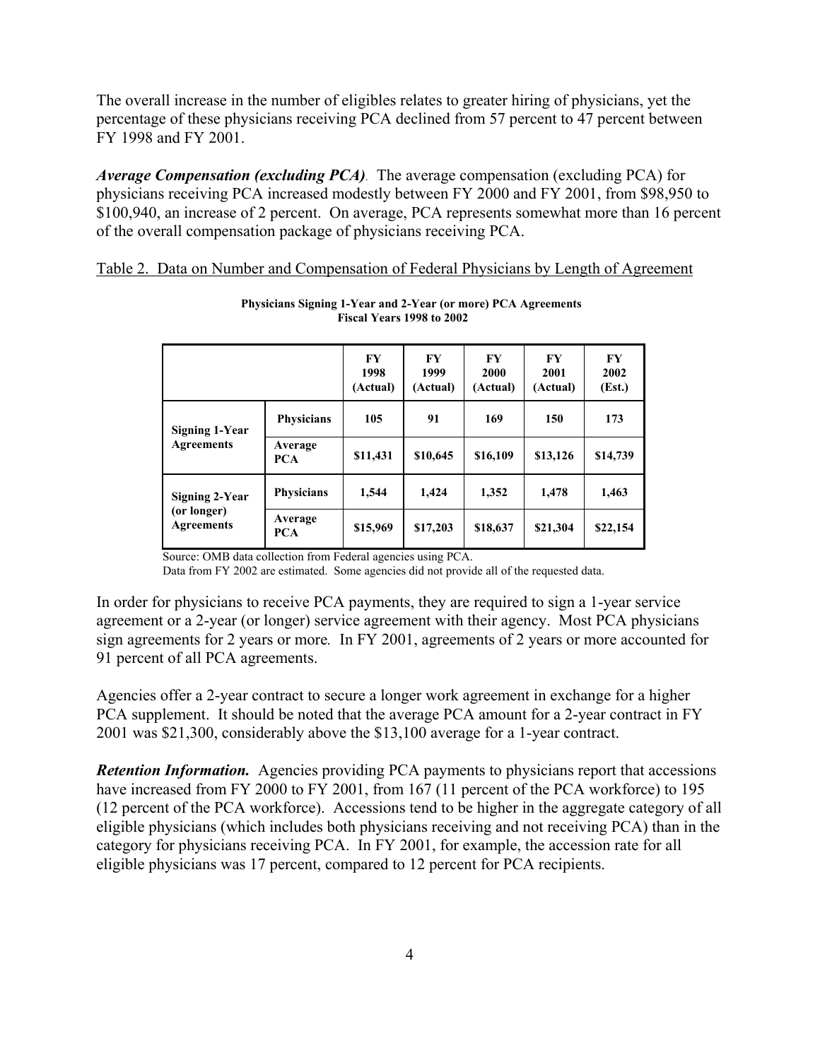The overall increase in the number of eligibles relates to greater hiring of physicians, yet the percentage of these physicians receiving PCA declined from 57 percent to 47 percent between FY 1998 and FY 2001.

***Average Compensation (excluding PCA)***. The average compensation (excluding PCA) for physicians receiving PCA increased modestly between FY 2000 and FY 2001, from $98,950 to $100,940, an increase of 2 percent. On average, PCA represents somewhat more than 16 percent of the overall compensation package of physicians receiving PCA.

Table 2. Data on Number and Compensation of Federal Physicians by Length of Agreement

**Physicians Signing 1-Year and 2-Year (or more) PCA Agreements**
**Fiscal Years 1998 to 2002**

| | | FY 1998 (Actual) | FY 1999 (Actual) | FY 2000 (Actual) | FY 2001 (Actual) | FY 2002 (Est.) |
|---|---|---|---|---|---|---|
| **Signing 1-Year Agreements** | **Physicians** | **105** | **91** | **169** | **150** | **173** |
| | **Average PCA** | **$11,431** | **$10,645** | **$16,109** | **$13,126** | **$14,739** |
| **Signing 2-Year (or longer) Agreements** | **Physicians** | **1,544** | **1,424** | **1,352** | **1,478** | **1,463** |
| | **Average PCA** | **$15,969** | **$17,203** | **$18,637** | **$21,304** | **$22,154** |

Source: OMB data collection from Federal agencies using PCA.
Data from FY 2002 are estimated. Some agencies did not provide all of the requested data.

In order for physicians to receive PCA payments, they are required to sign a 1-year service agreement or a 2-year (or longer) service agreement with their agency. Most PCA physicians sign agreements for 2 years or more. In FY 2001, agreements of 2 years or more accounted for 91 percent of all PCA agreements.

Agencies offer a 2-year contract to secure a longer work agreement in exchange for a higher PCA supplement. It should be noted that the average PCA amount for a 2-year contract in FY 2001 was $21,300, considerably above the $13,100 average for a 1-year contract.

***Retention Information.*** Agencies providing PCA payments to physicians report that accessions have increased from FY 2000 to FY 2001, from 167 (11 percent of the PCA workforce) to 195 (12 percent of the PCA workforce). Accessions tend to be higher in the aggregate category of all eligible physicians (which includes both physicians receiving and not receiving PCA) than in the category for physicians receiving PCA. In FY 2001, for example, the accession rate for all eligible physicians was 17 percent, compared to 12 percent for PCA recipients.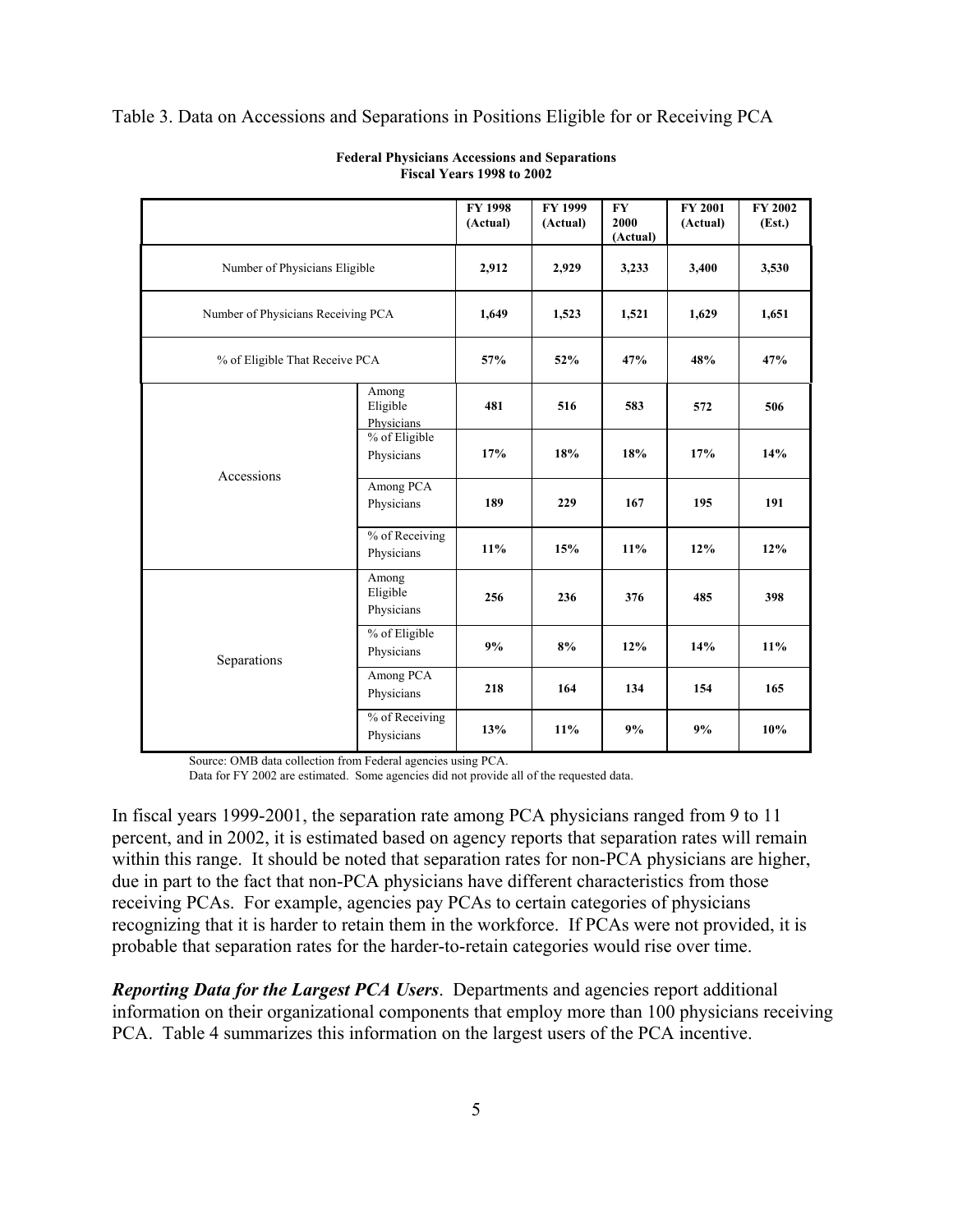Table 3. Data on Accessions and Separations in Positions Eligible for or Receiving PCA

**Federal Physicians Accessions and Separations**
**Fiscal Years 1998 to 2002**

| | | FY 1998 (Actual) | FY 1999 (Actual) | FY 2000 (Actual) | FY 2001 (Actual) | FY 2002 (Est.) |
|---|---|---|---|---|---|---|
| Number of Physicians Eligible | | **2,912** | **2,929** | **3,233** | **3,400** | **3,530** |
| Number of Physicians Receiving PCA | | **1,649** | **1,523** | **1,521** | **1,629** | **1,651** |
| % of Eligible That Receive PCA | | **57%** | **52%** | **47%** | **48%** | **47%** |
| Accessions | Among Eligible Physicians | **481** | **516** | **583** | **572** | **506** |
| | % of Eligible Physicians | **17%** | **18%** | **18%** | **17%** | **14%** |
| | Among PCA Physicians | **189** | **229** | **167** | **195** | **191** |
| | % of Receiving Physicians | **11%** | **15%** | **11%** | **12%** | **12%** |
| Separations | Among Eligible Physicians | **256** | **236** | **376** | **485** | **398** |
| | % of Eligible Physicians | **9%** | **8%** | **12%** | **14%** | **11%** |
| | Among PCA Physicians | **218** | **164** | **134** | **154** | **165** |
| | % of Receiving Physicians | **13%** | **11%** | **9%** | **9%** | **10%** |

Source: OMB data collection from Federal agencies using PCA.
Data for FY 2002 are estimated. Some agencies did not provide all of the requested data.

In fiscal years 1999-2001, the separation rate among PCA physicians ranged from 9 to 11 percent, and in 2002, it is estimated based on agency reports that separation rates will remain within this range. It should be noted that separation rates for non-PCA physicians are higher, due in part to the fact that non-PCA physicians have different characteristics from those receiving PCAs. For example, agencies pay PCAs to certain categories of physicians recognizing that it is harder to retain them in the workforce. If PCAs were not provided, it is probable that separation rates for the harder-to-retain categories would rise over time.

***Reporting Data for the Largest PCA Users***. Departments and agencies report additional information on their organizational components that employ more than 100 physicians receiving PCA. Table 4 summarizes this information on the largest users of the PCA incentive.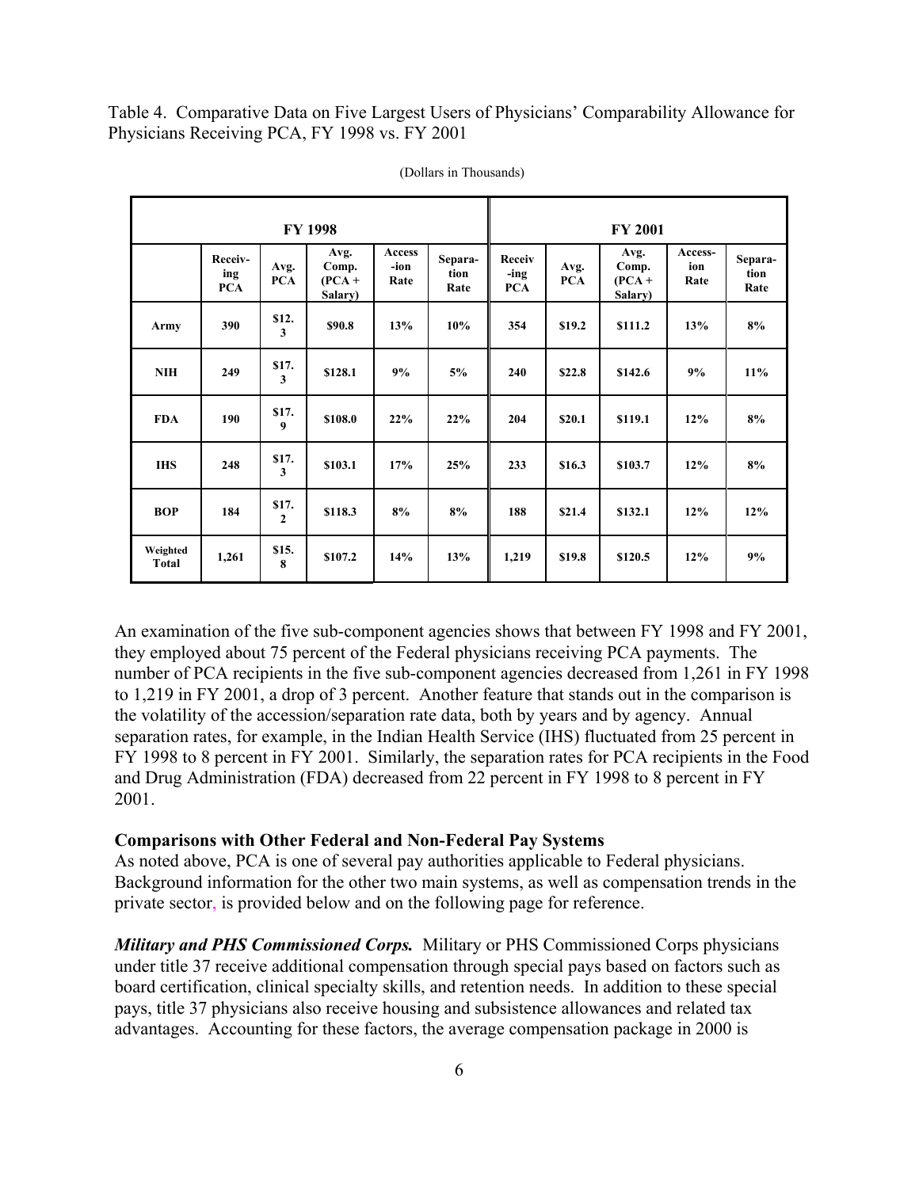Table 4. Comparative Data on Five Largest Users of Physicians' Comparability Allowance for Physicians Receiving PCA, FY 1998 vs. FY 2001

(Dollars in Thousands)

| | FY 1998 | | | | | FY 2001 | | | | |
|---|---|---|---|---|---|---|---|---|---|---|
| | Receiving PCA | Avg. PCA | Avg. Comp. (PCA + Salary) | Accession Rate | Separation Rate | Receiving PCA | Avg. PCA | Avg. Comp. (PCA + Salary) | Accession Rate | Separation Rate |
| **Army** | 390 | \$12.3 | \$90.8 | 13% | 10% | 354 | \$19.2 | \$111.2 | 13% | 8% |
| **NIH** | 249 | \$17.3 | \$128.1 | 9% | 5% | 240 | \$22.8 | \$142.6 | 9% | 11% |
| **FDA** | 190 | \$17.9 | \$108.0 | 22% | 22% | 204 | \$20.1 | \$119.1 | 12% | 8% |
| **IHS** | 248 | \$17.3 | \$103.1 | 17% | 25% | 233 | \$16.3 | \$103.7 | 12% | 8% |
| **BOP** | 184 | \$17.2 | \$118.3 | 8% | 8% | 188 | \$21.4 | \$132.1 | 12% | 12% |
| **Weighted Total** | 1,261 | \$15.8 | \$107.2 | 14% | 13% | 1,219 | \$19.8 | \$120.5 | 12% | 9% |

An examination of the five sub-component agencies shows that between FY 1998 and FY 2001, they employed about 75 percent of the Federal physicians receiving PCA payments. The number of PCA recipients in the five sub-component agencies decreased from 1,261 in FY 1998 to 1,219 in FY 2001, a drop of 3 percent. Another feature that stands out in the comparison is the volatility of the accession/separation rate data, both by years and by agency. Annual separation rates, for example, in the Indian Health Service (IHS) fluctuated from 25 percent in FY 1998 to 8 percent in FY 2001. Similarly, the separation rates for PCA recipients in the Food and Drug Administration (FDA) decreased from 22 percent in FY 1998 to 8 percent in FY 2001.

**Comparisons with Other Federal and Non-Federal Pay Systems**

As noted above, PCA is one of several pay authorities applicable to Federal physicians. Background information for the other two main systems, as well as compensation trends in the private sector, is provided below and on the following page for reference.

***Military and PHS Commissioned Corps.*** Military or PHS Commissioned Corps physicians under title 37 receive additional compensation through special pays based on factors such as board certification, clinical specialty skills, and retention needs. In addition to these special pays, title 37 physicians also receive housing and subsistence allowances and related tax advantages. Accounting for these factors, the average compensation package in 2000 is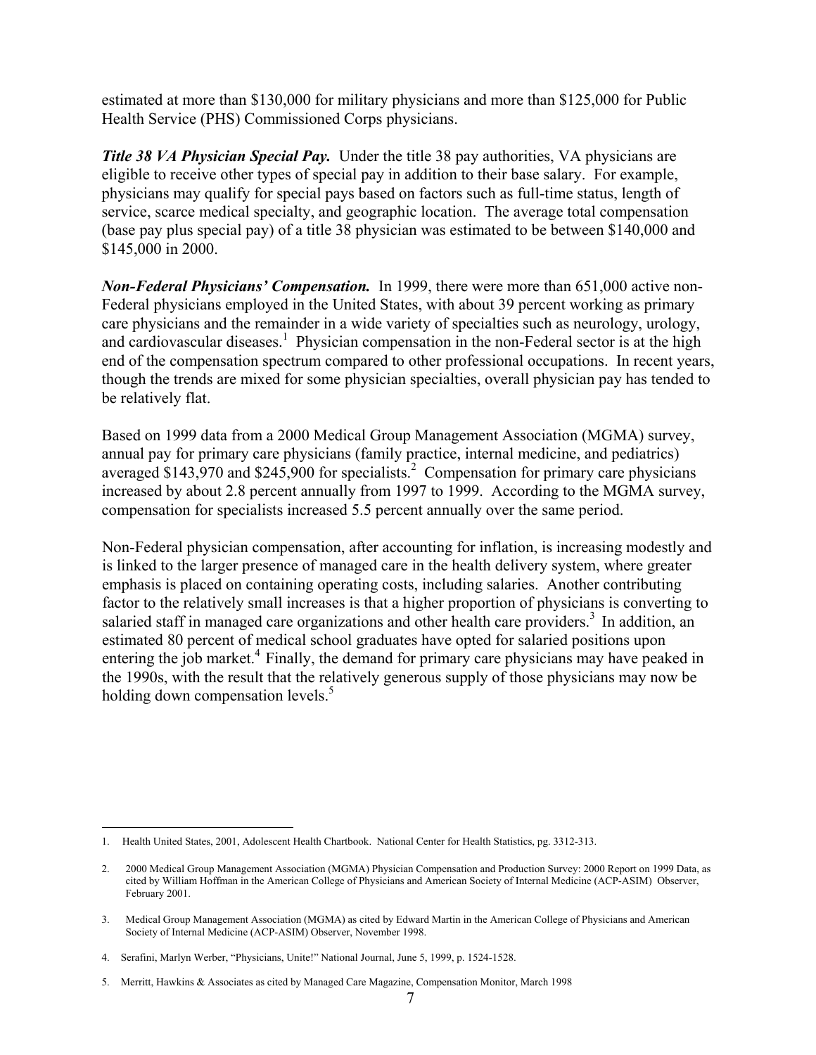estimated at more than $130,000 for military physicians and more than $125,000 for Public Health Service (PHS) Commissioned Corps physicians.

***Title 38 VA Physician Special Pay.*** Under the title 38 pay authorities, VA physicians are eligible to receive other types of special pay in addition to their base salary. For example, physicians may qualify for special pays based on factors such as full-time status, length of service, scarce medical specialty, and geographic location. The average total compensation (base pay plus special pay) of a title 38 physician was estimated to be between $140,000 and $145,000 in 2000.

***Non-Federal Physicians' Compensation.*** In 1999, there were more than 651,000 active non-Federal physicians employed in the United States, with about 39 percent working as primary care physicians and the remainder in a wide variety of specialties such as neurology, urology, and cardiovascular diseases.[1] Physician compensation in the non-Federal sector is at the high end of the compensation spectrum compared to other professional occupations. In recent years, though the trends are mixed for some physician specialties, overall physician pay has tended to be relatively flat.

Based on 1999 data from a 2000 Medical Group Management Association (MGMA) survey, annual pay for primary care physicians (family practice, internal medicine, and pediatrics) averaged $143,970 and $245,900 for specialists.[2] Compensation for primary care physicians increased by about 2.8 percent annually from 1997 to 1999. According to the MGMA survey, compensation for specialists increased 5.5 percent annually over the same period.

Non-Federal physician compensation, after accounting for inflation, is increasing modestly and is linked to the larger presence of managed care in the health delivery system, where greater emphasis is placed on containing operating costs, including salaries. Another contributing factor to the relatively small increases is that a higher proportion of physicians is converting to salaried staff in managed care organizations and other health care providers.[3] In addition, an estimated 80 percent of medical school graduates have opted for salaried positions upon entering the job market.[4] Finally, the demand for primary care physicians may have peaked in the 1990s, with the result that the relatively generous supply of those physicians may now be holding down compensation levels.[5]

---

1. Health United States, 2001, Adolescent Health Chartbook. National Center for Health Statistics, pg. 3312-313.

2. 2000 Medical Group Management Association (MGMA) Physician Compensation and Production Survey: 2000 Report on 1999 Data, as cited by William Hoffman in the American College of Physicians and American Society of Internal Medicine (ACP-ASIM) Observer, February 2001.

3. Medical Group Management Association (MGMA) as cited by Edward Martin in the American College of Physicians and American Society of Internal Medicine (ACP-ASIM) Observer, November 1998.

4. Serafini, Marlyn Werber, "Physicians, Unite!" National Journal, June 5, 1999, p. 1524-1528.

5. Merritt, Hawkins & Associates as cited by Managed Care Magazine, Compensation Monitor, March 1998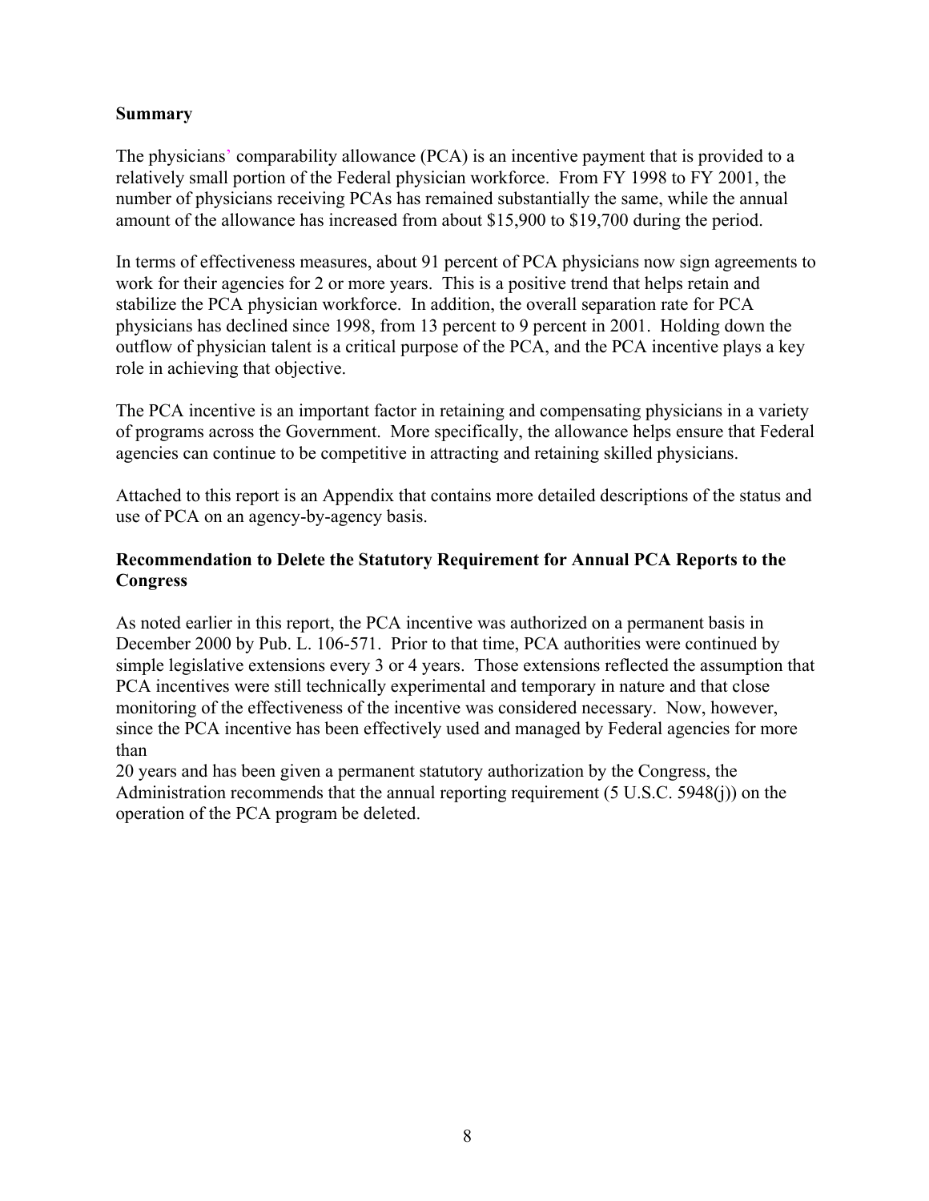**Summary**

The physicians' comparability allowance (PCA) is an incentive payment that is provided to a relatively small portion of the Federal physician workforce. From FY 1998 to FY 2001, the number of physicians receiving PCAs has remained substantially the same, while the annual amount of the allowance has increased from about $15,900 to $19,700 during the period.

In terms of effectiveness measures, about 91 percent of PCA physicians now sign agreements to work for their agencies for 2 or more years. This is a positive trend that helps retain and stabilize the PCA physician workforce. In addition, the overall separation rate for PCA physicians has declined since 1998, from 13 percent to 9 percent in 2001. Holding down the outflow of physician talent is a critical purpose of the PCA, and the PCA incentive plays a key role in achieving that objective.

The PCA incentive is an important factor in retaining and compensating physicians in a variety of programs across the Government. More specifically, the allowance helps ensure that Federal agencies can continue to be competitive in attracting and retaining skilled physicians.

Attached to this report is an Appendix that contains more detailed descriptions of the status and use of PCA on an agency-by-agency basis.

**Recommendation to Delete the Statutory Requirement for Annual PCA Reports to the Congress**

As noted earlier in this report, the PCA incentive was authorized on a permanent basis in December 2000 by Pub. L. 106-571. Prior to that time, PCA authorities were continued by simple legislative extensions every 3 or 4 years. Those extensions reflected the assumption that PCA incentives were still technically experimental and temporary in nature and that close monitoring of the effectiveness of the incentive was considered necessary. Now, however, since the PCA incentive has been effectively used and managed by Federal agencies for more than 20 years and has been given a permanent statutory authorization by the Congress, the Administration recommends that the annual reporting requirement (5 U.S.C. 5948(j)) on the operation of the PCA program be deleted.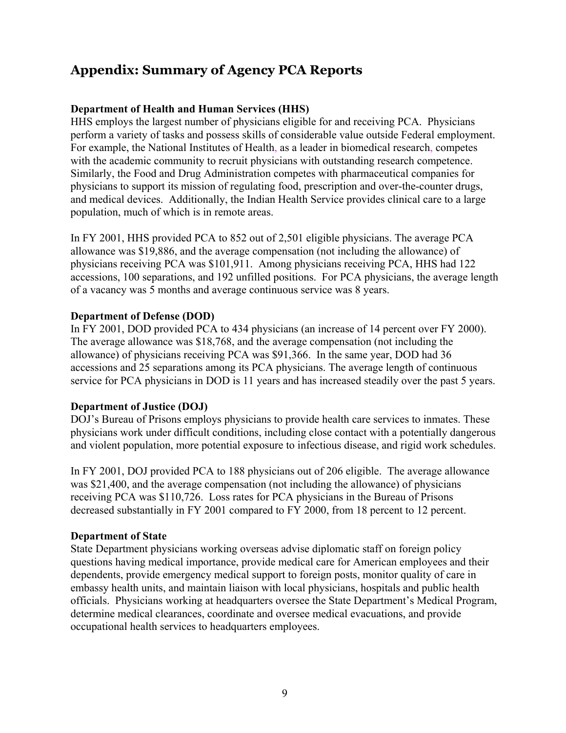# Appendix: Summary of Agency PCA Reports

**Department of Health and Human Services (HHS)**

HHS employs the largest number of physicians eligible for and receiving PCA. Physicians perform a variety of tasks and possess skills of considerable value outside Federal employment. For example, the National Institutes of Health, as a leader in biomedical research, competes with the academic community to recruit physicians with outstanding research competence. Similarly, the Food and Drug Administration competes with pharmaceutical companies for physicians to support its mission of regulating food, prescription and over-the-counter drugs, and medical devices. Additionally, the Indian Health Service provides clinical care to a large population, much of which is in remote areas.

In FY 2001, HHS provided PCA to 852 out of 2,501 eligible physicians. The average PCA allowance was $19,886, and the average compensation (not including the allowance) of physicians receiving PCA was $101,911. Among physicians receiving PCA, HHS had 122 accessions, 100 separations, and 192 unfilled positions. For PCA physicians, the average length of a vacancy was 5 months and average continuous service was 8 years.

**Department of Defense (DOD)**

In FY 2001, DOD provided PCA to 434 physicians (an increase of 14 percent over FY 2000). The average allowance was $18,768, and the average compensation (not including the allowance) of physicians receiving PCA was $91,366. In the same year, DOD had 36 accessions and 25 separations among its PCA physicians. The average length of continuous service for PCA physicians in DOD is 11 years and has increased steadily over the past 5 years.

**Department of Justice (DOJ)**

DOJ's Bureau of Prisons employs physicians to provide health care services to inmates. These physicians work under difficult conditions, including close contact with a potentially dangerous and violent population, more potential exposure to infectious disease, and rigid work schedules.

In FY 2001, DOJ provided PCA to 188 physicians out of 206 eligible. The average allowance was $21,400, and the average compensation (not including the allowance) of physicians receiving PCA was $110,726. Loss rates for PCA physicians in the Bureau of Prisons decreased substantially in FY 2001 compared to FY 2000, from 18 percent to 12 percent.

**Department of State**

State Department physicians working overseas advise diplomatic staff on foreign policy questions having medical importance, provide medical care for American employees and their dependents, provide emergency medical support to foreign posts, monitor quality of care in embassy health units, and maintain liaison with local physicians, hospitals and public health officials. Physicians working at headquarters oversee the State Department's Medical Program, determine medical clearances, coordinate and oversee medical evacuations, and provide occupational health services to headquarters employees.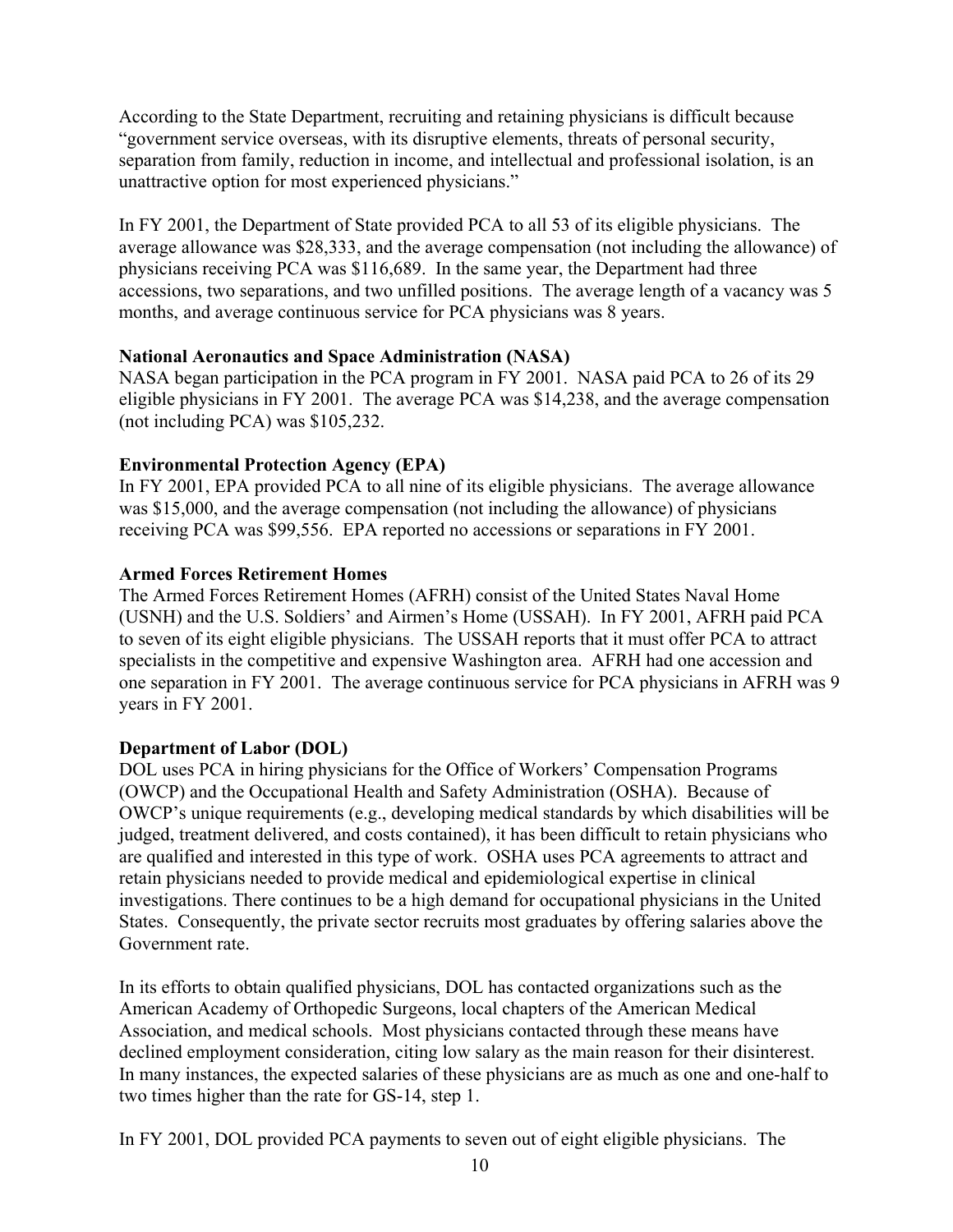According to the State Department, recruiting and retaining physicians is difficult because "government service overseas, with its disruptive elements, threats of personal security, separation from family, reduction in income, and intellectual and professional isolation, is an unattractive option for most experienced physicians."

In FY 2001, the Department of State provided PCA to all 53 of its eligible physicians. The average allowance was $28,333, and the average compensation (not including the allowance) of physicians receiving PCA was $116,689. In the same year, the Department had three accessions, two separations, and two unfilled positions. The average length of a vacancy was 5 months, and average continuous service for PCA physicians was 8 years.

**National Aeronautics and Space Administration (NASA)**

NASA began participation in the PCA program in FY 2001. NASA paid PCA to 26 of its 29 eligible physicians in FY 2001. The average PCA was $14,238, and the average compensation (not including PCA) was $105,232.

**Environmental Protection Agency (EPA)**

In FY 2001, EPA provided PCA to all nine of its eligible physicians. The average allowance was $15,000, and the average compensation (not including the allowance) of physicians receiving PCA was $99,556. EPA reported no accessions or separations in FY 2001.

**Armed Forces Retirement Homes**

The Armed Forces Retirement Homes (AFRH) consist of the United States Naval Home (USNH) and the U.S. Soldiers' and Airmen's Home (USSAH). In FY 2001, AFRH paid PCA to seven of its eight eligible physicians. The USSAH reports that it must offer PCA to attract specialists in the competitive and expensive Washington area. AFRH had one accession and one separation in FY 2001. The average continuous service for PCA physicians in AFRH was 9 years in FY 2001.

**Department of Labor (DOL)**

DOL uses PCA in hiring physicians for the Office of Workers' Compensation Programs (OWCP) and the Occupational Health and Safety Administration (OSHA). Because of OWCP's unique requirements (e.g., developing medical standards by which disabilities will be judged, treatment delivered, and costs contained), it has been difficult to retain physicians who are qualified and interested in this type of work. OSHA uses PCA agreements to attract and retain physicians needed to provide medical and epidemiological expertise in clinical investigations. There continues to be a high demand for occupational physicians in the United States. Consequently, the private sector recruits most graduates by offering salaries above the Government rate.

In its efforts to obtain qualified physicians, DOL has contacted organizations such as the American Academy of Orthopedic Surgeons, local chapters of the American Medical Association, and medical schools. Most physicians contacted through these means have declined employment consideration, citing low salary as the main reason for their disinterest. In many instances, the expected salaries of these physicians are as much as one and one-half to two times higher than the rate for GS-14, step 1.

In FY 2001, DOL provided PCA payments to seven out of eight eligible physicians. The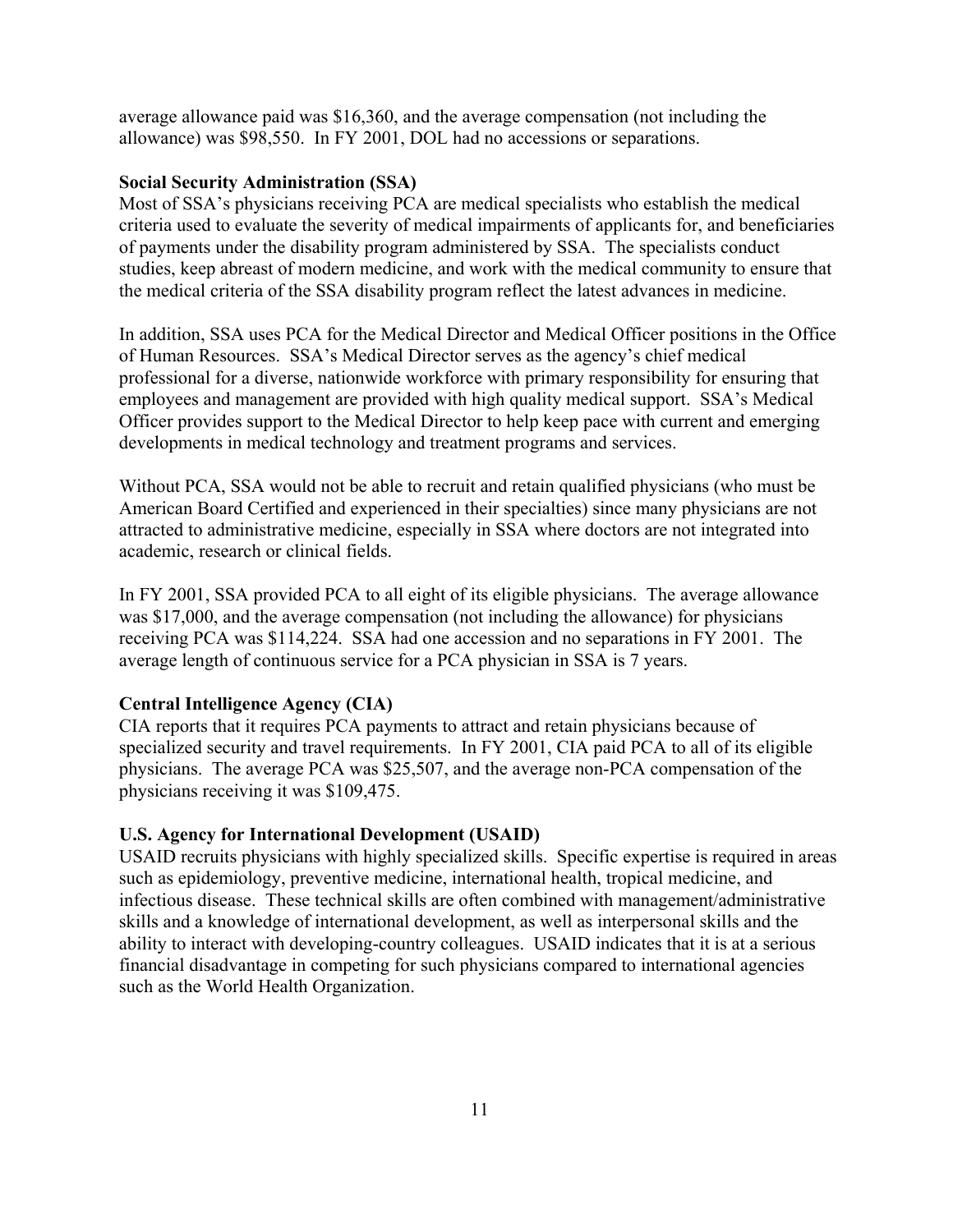average allowance paid was $16,360, and the average compensation (not including the allowance) was $98,550. In FY 2001, DOL had no accessions or separations.

**Social Security Administration (SSA)**

Most of SSA's physicians receiving PCA are medical specialists who establish the medical criteria used to evaluate the severity of medical impairments of applicants for, and beneficiaries of payments under the disability program administered by SSA. The specialists conduct studies, keep abreast of modern medicine, and work with the medical community to ensure that the medical criteria of the SSA disability program reflect the latest advances in medicine.

In addition, SSA uses PCA for the Medical Director and Medical Officer positions in the Office of Human Resources. SSA's Medical Director serves as the agency's chief medical professional for a diverse, nationwide workforce with primary responsibility for ensuring that employees and management are provided with high quality medical support. SSA's Medical Officer provides support to the Medical Director to help keep pace with current and emerging developments in medical technology and treatment programs and services.

Without PCA, SSA would not be able to recruit and retain qualified physicians (who must be American Board Certified and experienced in their specialties) since many physicians are not attracted to administrative medicine, especially in SSA where doctors are not integrated into academic, research or clinical fields.

In FY 2001, SSA provided PCA to all eight of its eligible physicians. The average allowance was $17,000, and the average compensation (not including the allowance) for physicians receiving PCA was $114,224. SSA had one accession and no separations in FY 2001. The average length of continuous service for a PCA physician in SSA is 7 years.

**Central Intelligence Agency (CIA)**

CIA reports that it requires PCA payments to attract and retain physicians because of specialized security and travel requirements. In FY 2001, CIA paid PCA to all of its eligible physicians. The average PCA was $25,507, and the average non-PCA compensation of the physicians receiving it was $109,475.

**U.S. Agency for International Development (USAID)**

USAID recruits physicians with highly specialized skills. Specific expertise is required in areas such as epidemiology, preventive medicine, international health, tropical medicine, and infectious disease. These technical skills are often combined with management/administrative skills and a knowledge of international development, as well as interpersonal skills and the ability to interact with developing-country colleagues. USAID indicates that it is at a serious financial disadvantage in competing for such physicians compared to international agencies such as the World Health Organization.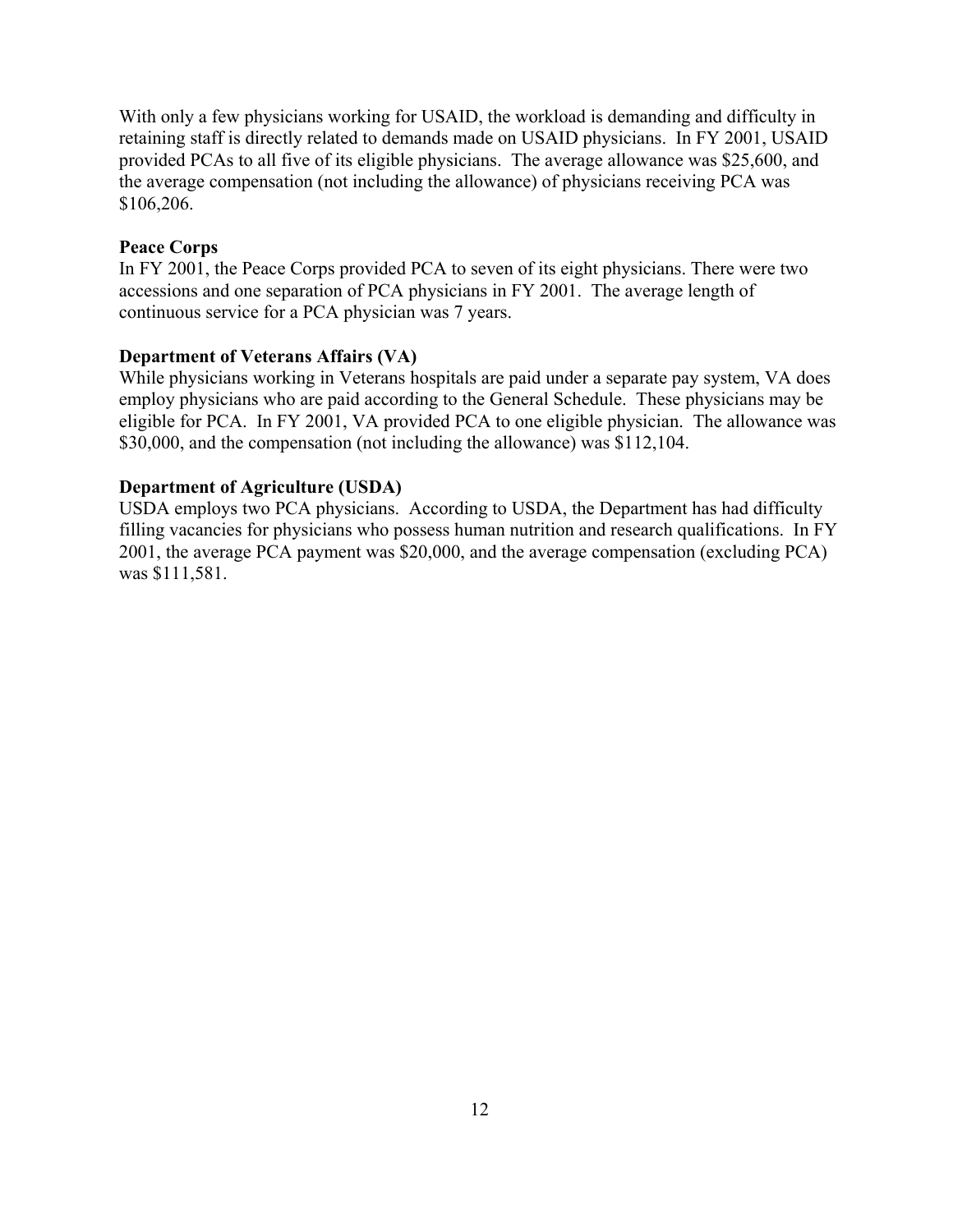With only a few physicians working for USAID, the workload is demanding and difficulty in retaining staff is directly related to demands made on USAID physicians. In FY 2001, USAID provided PCAs to all five of its eligible physicians. The average allowance was $25,600, and the average compensation (not including the allowance) of physicians receiving PCA was $106,206.

**Peace Corps**

In FY 2001, the Peace Corps provided PCA to seven of its eight physicians. There were two accessions and one separation of PCA physicians in FY 2001. The average length of continuous service for a PCA physician was 7 years.

**Department of Veterans Affairs (VA)**

While physicians working in Veterans hospitals are paid under a separate pay system, VA does employ physicians who are paid according to the General Schedule. These physicians may be eligible for PCA. In FY 2001, VA provided PCA to one eligible physician. The allowance was $30,000, and the compensation (not including the allowance) was $112,104.

**Department of Agriculture (USDA)**

USDA employs two PCA physicians. According to USDA, the Department has had difficulty filling vacancies for physicians who possess human nutrition and research qualifications. In FY 2001, the average PCA payment was $20,000, and the average compensation (excluding PCA) was $111,581.